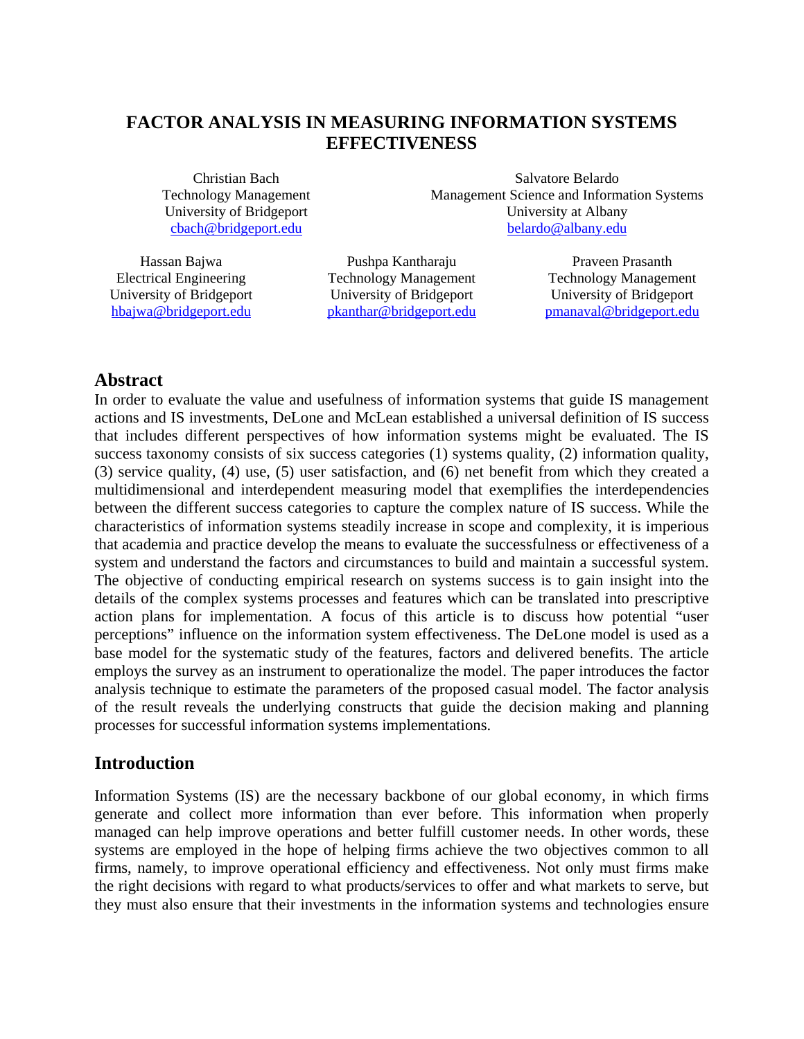# FACTOR ANALYSIS IN MEASURING INFORMATION SYSTEMS EFFECTIVENESS

Christian Bach
Technology Management
University of Bridgeport
cbach@bridgeport.edu

Salvatore Belardo
Management Science and Information Systems
University at Albany
belardo@albany.edu

Hassan Bajwa
Electrical Engineering
University of Bridgeport
hbajwa@bridgeport.edu

Pushpa Kantharaju
Technology Management
University of Bridgeport
pkanthar@bridgeport.edu

Praveen Prasanth
Technology Management
University of Bridgeport
pmanaval@bridgeport.edu

## Abstract

In order to evaluate the value and usefulness of information systems that guide IS management actions and IS investments, DeLone and McLean established a universal definition of IS success that includes different perspectives of how information systems might be evaluated. The IS success taxonomy consists of six success categories (1) systems quality, (2) information quality, (3) service quality, (4) use, (5) user satisfaction, and (6) net benefit from which they created a multidimensional and interdependent measuring model that exemplifies the interdependencies between the different success categories to capture the complex nature of IS success. While the characteristics of information systems steadily increase in scope and complexity, it is imperious that academia and practice develop the means to evaluate the successfulness or effectiveness of a system and understand the factors and circumstances to build and maintain a successful system. The objective of conducting empirical research on systems success is to gain insight into the details of the complex systems processes and features which can be translated into prescriptive action plans for implementation. A focus of this article is to discuss how potential "user perceptions" influence on the information system effectiveness. The DeLone model is used as a base model for the systematic study of the features, factors and delivered benefits. The article employs the survey as an instrument to operationalize the model. The paper introduces the factor analysis technique to estimate the parameters of the proposed casual model. The factor analysis of the result reveals the underlying constructs that guide the decision making and planning processes for successful information systems implementations.

## Introduction

Information Systems (IS) are the necessary backbone of our global economy, in which firms generate and collect more information than ever before. This information when properly managed can help improve operations and better fulfill customer needs. In other words, these systems are employed in the hope of helping firms achieve the two objectives common to all firms, namely, to improve operational efficiency and effectiveness. Not only must firms make the right decisions with regard to what products/services to offer and what markets to serve, but they must also ensure that their investments in the information systems and technologies ensure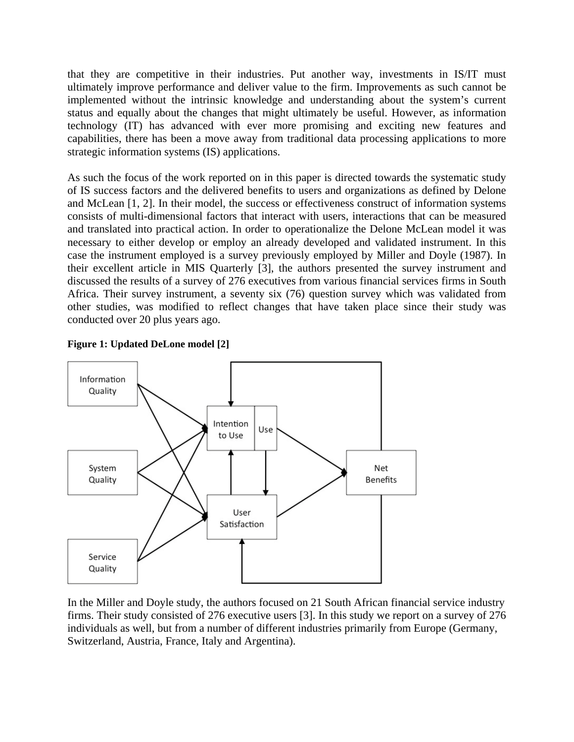that they are competitive in their industries. Put another way, investments in IS/IT must ultimately improve performance and deliver value to the firm. Improvements as such cannot be implemented without the intrinsic knowledge and understanding about the system's current status and equally about the changes that might ultimately be useful. However, as information technology (IT) has advanced with ever more promising and exciting new features and capabilities, there has been a move away from traditional data processing applications to more strategic information systems (IS) applications.

As such the focus of the work reported on in this paper is directed towards the systematic study of IS success factors and the delivered benefits to users and organizations as defined by Delone and McLean [1, 2]. In their model, the success or effectiveness construct of information systems consists of multi-dimensional factors that interact with users, interactions that can be measured and translated into practical action. In order to operationalize the Delone McLean model it was necessary to either develop or employ an already developed and validated instrument. In this case the instrument employed is a survey previously employed by Miller and Doyle (1987). In their excellent article in MIS Quarterly [3], the authors presented the survey instrument and discussed the results of a survey of 276 executives from various financial services firms in South Africa. Their survey instrument, a seventy six (76) question survey which was validated from other studies, was modified to reflect changes that have taken place since their study was conducted over 20 plus years ago.

**Figure 1: Updated DeLone model [2]**

In the Miller and Doyle study, the authors focused on 21 South African financial service industry firms. Their study consisted of 276 executive users [3]. In this study we report on a survey of 276 individuals as well, but from a number of different industries primarily from Europe (Germany, Switzerland, Austria, France, Italy and Argentina).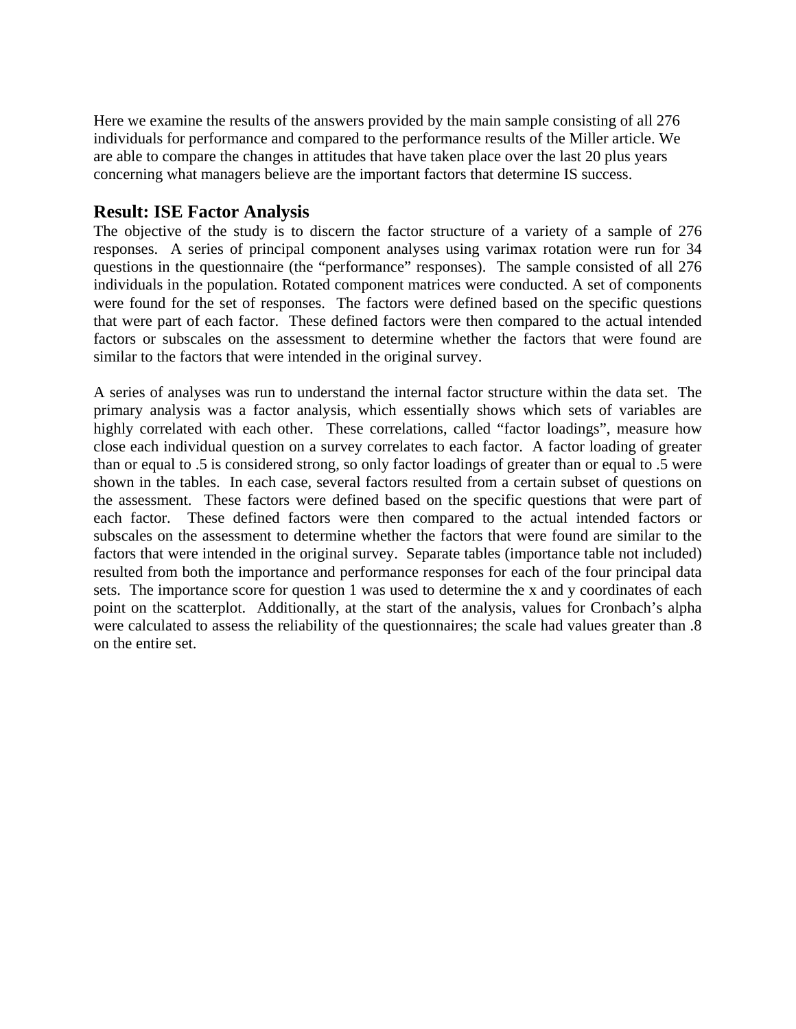Here we examine the results of the answers provided by the main sample consisting of all 276 individuals for performance and compared to the performance results of the Miller article. We are able to compare the changes in attitudes that have taken place over the last 20 plus years concerning what managers believe are the important factors that determine IS success.

## Result: ISE Factor Analysis

The objective of the study is to discern the factor structure of a variety of a sample of 276 responses. A series of principal component analyses using varimax rotation were run for 34 questions in the questionnaire (the "performance" responses). The sample consisted of all 276 individuals in the population. Rotated component matrices were conducted. A set of components were found for the set of responses. The factors were defined based on the specific questions that were part of each factor. These defined factors were then compared to the actual intended factors or subscales on the assessment to determine whether the factors that were found are similar to the factors that were intended in the original survey.

A series of analyses was run to understand the internal factor structure within the data set. The primary analysis was a factor analysis, which essentially shows which sets of variables are highly correlated with each other. These correlations, called "factor loadings", measure how close each individual question on a survey correlates to each factor. A factor loading of greater than or equal to .5 is considered strong, so only factor loadings of greater than or equal to .5 were shown in the tables. In each case, several factors resulted from a certain subset of questions on the assessment. These factors were defined based on the specific questions that were part of each factor. These defined factors were then compared to the actual intended factors or subscales on the assessment to determine whether the factors that were found are similar to the factors that were intended in the original survey. Separate tables (importance table not included) resulted from both the importance and performance responses for each of the four principal data sets. The importance score for question 1 was used to determine the x and y coordinates of each point on the scatterplot. Additionally, at the start of the analysis, values for Cronbach's alpha were calculated to assess the reliability of the questionnaires; the scale had values greater than .8 on the entire set.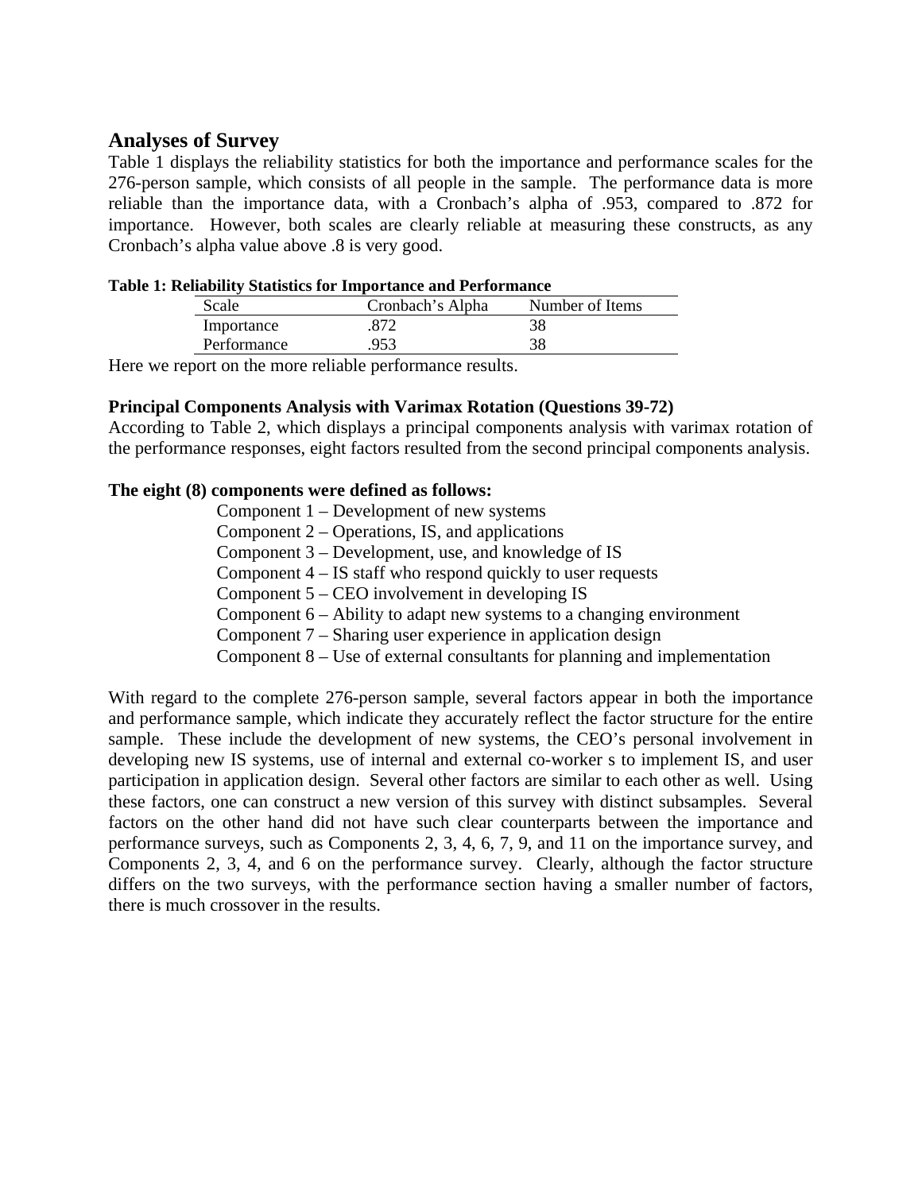## Analyses of Survey

Table 1 displays the reliability statistics for both the importance and performance scales for the 276-person sample, which consists of all people in the sample. The performance data is more reliable than the importance data, with a Cronbach's alpha of .953, compared to .872 for importance. However, both scales are clearly reliable at measuring these constructs, as any Cronbach's alpha value above .8 is very good.

**Table 1: Reliability Statistics for Importance and Performance**

| Scale | Cronbach's Alpha | Number of Items |
|---|---|---|
| Importance | .872 | 38 |
| Performance | .953 | 38 |

Here we report on the more reliable performance results.

**Principal Components Analysis with Varimax Rotation (Questions 39-72)**

According to Table 2, which displays a principal components analysis with varimax rotation of the performance responses, eight factors resulted from the second principal components analysis.

**The eight (8) components were defined as follows:**

Component 1 – Development of new systems
Component 2 – Operations, IS, and applications
Component 3 – Development, use, and knowledge of IS
Component 4 – IS staff who respond quickly to user requests
Component 5 – CEO involvement in developing IS
Component 6 – Ability to adapt new systems to a changing environment
Component 7 – Sharing user experience in application design
Component 8 – Use of external consultants for planning and implementation

With regard to the complete 276-person sample, several factors appear in both the importance and performance sample, which indicate they accurately reflect the factor structure for the entire sample. These include the development of new systems, the CEO's personal involvement in developing new IS systems, use of internal and external co-worker s to implement IS, and user participation in application design. Several other factors are similar to each other as well. Using these factors, one can construct a new version of this survey with distinct subsamples. Several factors on the other hand did not have such clear counterparts between the importance and performance surveys, such as Components 2, 3, 4, 6, 7, 9, and 11 on the importance survey, and Components 2, 3, 4, and 6 on the performance survey. Clearly, although the factor structure differs on the two surveys, with the performance section having a smaller number of factors, there is much crossover in the results.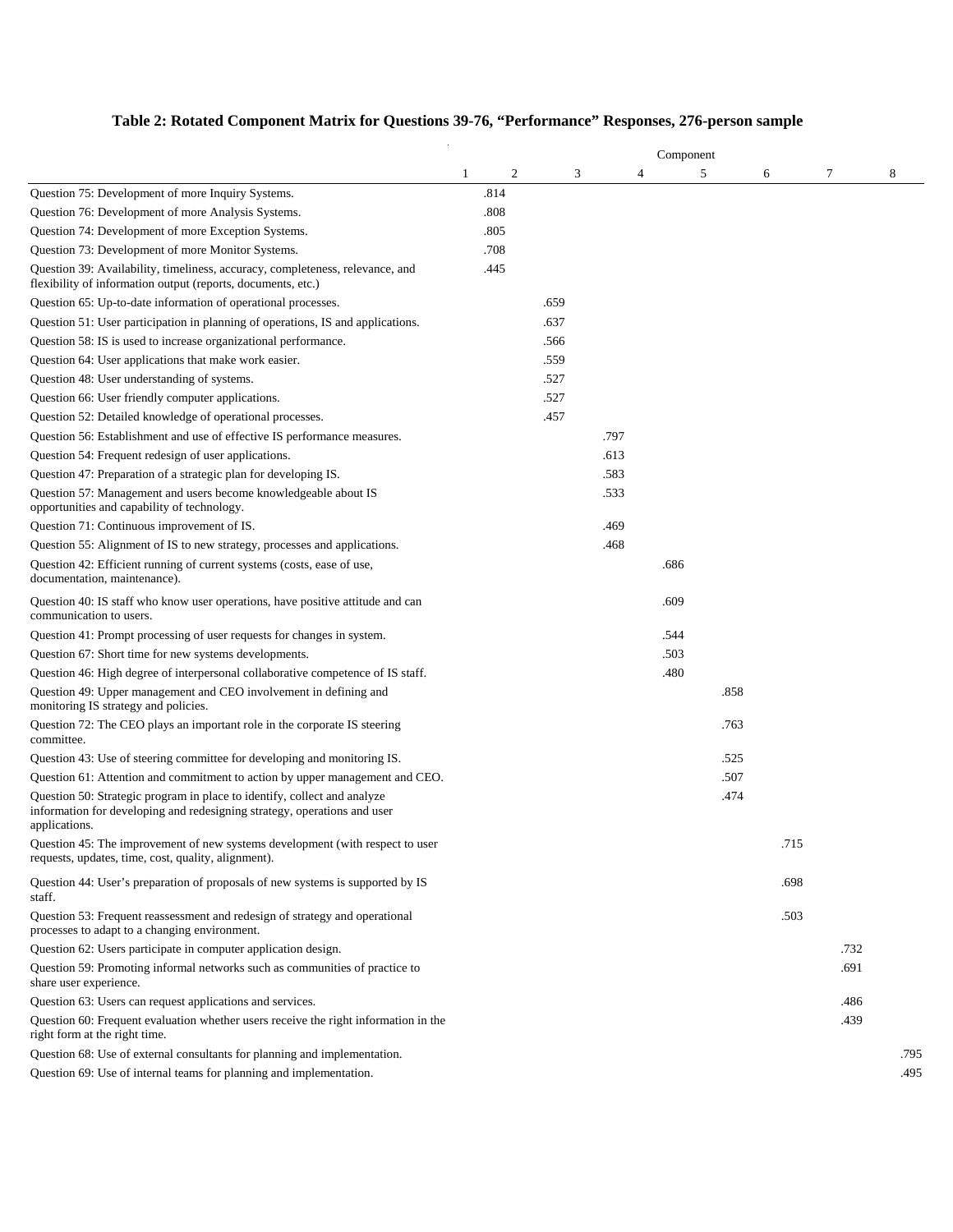**Table 2: Rotated Component Matrix for Questions 39-76, "Performance" Responses, 276-person sample**

| | Component | | | | | | | |
|---|---|---|---|---|---|---|---|---|
| | 1 | 2 | 3 | 4 | 5 | 6 | 7 | 8 |
| Question 75: Development of more Inquiry Systems. | .814 | | | | | | | |
| Question 76: Development of more Analysis Systems. | .808 | | | | | | | |
| Question 74: Development of more Exception Systems. | .805 | | | | | | | |
| Question 73: Development of more Monitor Systems. | .708 | | | | | | | |
| Question 39: Availability, timeliness, accuracy, completeness, relevance, and flexibility of information output (reports, documents, etc.) | .445 | | | | | | | |
| Question 65: Up-to-date information of operational processes. | | .659 | | | | | | |
| Question 51: User participation in planning of operations, IS and applications. | | .637 | | | | | | |
| Question 58: IS is used to increase organizational performance. | | .566 | | | | | | |
| Question 64: User applications that make work easier. | | .559 | | | | | | |
| Question 48: User understanding of systems. | | .527 | | | | | | |
| Question 66: User friendly computer applications. | | .527 | | | | | | |
| Question 52: Detailed knowledge of operational processes. | | .457 | | | | | | |
| Question 56: Establishment and use of effective IS performance measures. | | | .797 | | | | | |
| Question 54: Frequent redesign of user applications. | | | .613 | | | | | |
| Question 47: Preparation of a strategic plan for developing IS. | | | .583 | | | | | |
| Question 57: Management and users become knowledgeable about IS opportunities and capability of technology. | | | .533 | | | | | |
| Question 71: Continuous improvement of IS. | | | .469 | | | | | |
| Question 55: Alignment of IS to new strategy, processes and applications. | | | .468 | | | | | |
| Question 42: Efficient running of current systems (costs, ease of use, documentation, maintenance). | | | | .686 | | | | |
| Question 40: IS staff who know user operations, have positive attitude and can communication to users. | | | | .609 | | | | |
| Question 41: Prompt processing of user requests for changes in system. | | | | .544 | | | | |
| Question 67: Short time for new systems developments. | | | | .503 | | | | |
| Question 46: High degree of interpersonal collaborative competence of IS staff. | | | | .480 | | | | |
| Question 49: Upper management and CEO involvement in defining and monitoring IS strategy and policies. | | | | | .858 | | | |
| Question 72: The CEO plays an important role in the corporate IS steering committee. | | | | | .763 | | | |
| Question 43: Use of steering committee for developing and monitoring IS. | | | | | .525 | | | |
| Question 61: Attention and commitment to action by upper management and CEO. | | | | | .507 | | | |
| Question 50: Strategic program in place to identify, collect and analyze information for developing and redesigning strategy, operations and user applications. | | | | | .474 | | | |
| Question 45: The improvement of new systems development (with respect to user requests, updates, time, cost, quality, alignment). | | | | | | .715 | | |
| Question 44: User's preparation of proposals of new systems is supported by IS staff. | | | | | | .698 | | |
| Question 53: Frequent reassessment and redesign of strategy and operational processes to adapt to a changing environment. | | | | | | .503 | | |
| Question 62: Users participate in computer application design. | | | | | | | .732 | |
| Question 59: Promoting informal networks such as communities of practice to share user experience. | | | | | | | .691 | |
| Question 63: Users can request applications and services. | | | | | | | .486 | |
| Question 60: Frequent evaluation whether users receive the right information in the right form at the right time. | | | | | | | .439 | |
| Question 68: Use of external consultants for planning and implementation. | | | | | | | | .795 |
| Question 69: Use of internal teams for planning and implementation. | | | | | | | | .495 |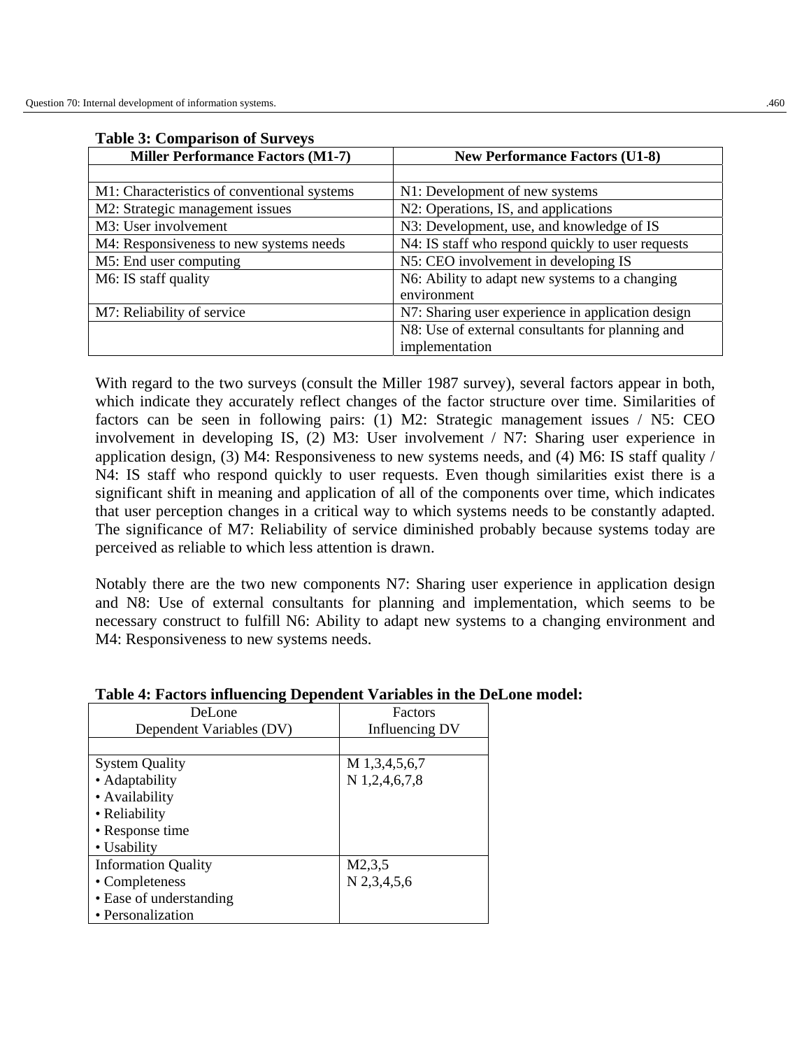**Table 3: Comparison of Surveys**

| Miller Performance Factors (M1-7) | New Performance Factors (U1-8) |
|---|---|
| | |
| M1: Characteristics of conventional systems | N1: Development of new systems |
| M2: Strategic management issues | N2: Operations, IS, and applications |
| M3: User involvement | N3: Development, use, and knowledge of IS |
| M4: Responsiveness to new systems needs | N4: IS staff who respond quickly to user requests |
| M5: End user computing | N5: CEO involvement in developing IS |
| M6: IS staff quality | N6: Ability to adapt new systems to a changing environment |
| M7: Reliability of service | N7: Sharing user experience in application design |
| | N8: Use of external consultants for planning and implementation |

With regard to the two surveys (consult the Miller 1987 survey), several factors appear in both, which indicate they accurately reflect changes of the factor structure over time. Similarities of factors can be seen in following pairs: (1) M2: Strategic management issues / N5: CEO involvement in developing IS, (2) M3: User involvement / N7: Sharing user experience in application design, (3) M4: Responsiveness to new systems needs, and (4) M6: IS staff quality / N4: IS staff who respond quickly to user requests. Even though similarities exist there is a significant shift in meaning and application of all of the components over time, which indicates that user perception changes in a critical way to which systems needs to be constantly adapted. The significance of M7: Reliability of service diminished probably because systems today are perceived as reliable to which less attention is drawn.

Notably there are the two new components N7: Sharing user experience in application design and N8: Use of external consultants for planning and implementation, which seems to be necessary construct to fulfill N6: Ability to adapt new systems to a changing environment and M4: Responsiveness to new systems needs.

**Table 4: Factors influencing Dependent Variables in the DeLone model:**

| DeLone Dependent Variables (DV) | Factors Influencing DV |
|---|---|
| | |
| System Quality<br>• Adaptability<br>• Availability<br>• Reliability<br>• Response time<br>• Usability | M 1,3,4,5,6,7<br>N 1,2,4,6,7,8 |
| Information Quality<br>• Completeness<br>• Ease of understanding<br>• Personalization | M2,3,5<br>N 2,3,4,5,6 |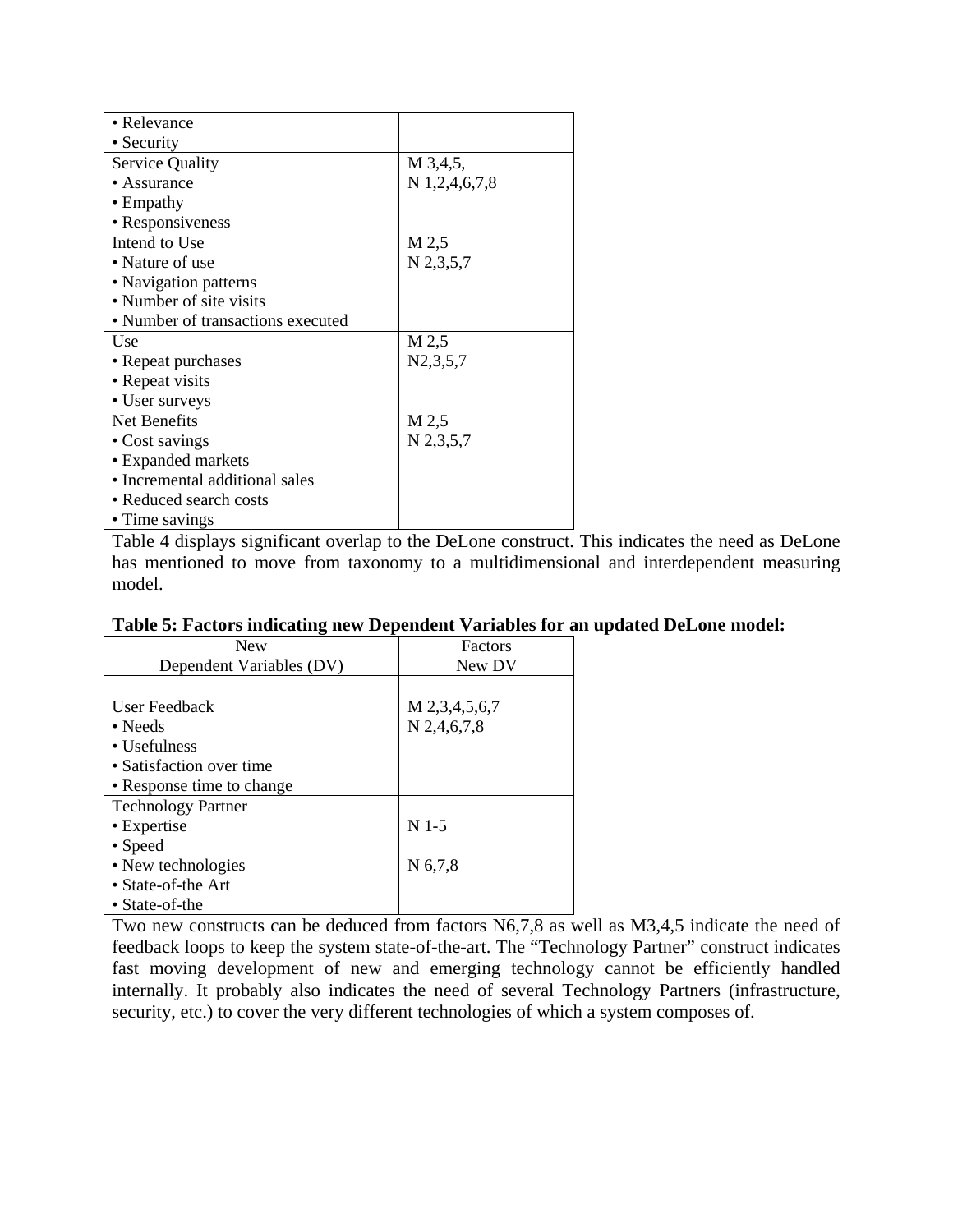| | |
|---|---|
| • Relevance<br>• Security | |
| Service Quality<br>• Assurance<br>• Empathy<br>• Responsiveness | M 3,4,5,<br>N 1,2,4,6,7,8 |
| Intend to Use<br>• Nature of use<br>• Navigation patterns<br>• Number of site visits<br>• Number of transactions executed | M 2,5<br>N 2,3,5,7 |
| Use<br>• Repeat purchases<br>• Repeat visits<br>• User surveys | M 2,5<br>N2,3,5,7 |
| Net Benefits<br>• Cost savings<br>• Expanded markets<br>• Incremental additional sales<br>• Reduced search costs<br>• Time savings | M 2,5<br>N 2,3,5,7 |

Table 4 displays significant overlap to the DeLone construct. This indicates the need as DeLone has mentioned to move from taxonomy to a multidimensional and interdependent measuring model.

**Table 5: Factors indicating new Dependent Variables for an updated DeLone model:**

| New Dependent Variables (DV) | Factors New DV |
|---|---|
| | |
| User Feedback<br>• Needs<br>• Usefulness<br>• Satisfaction over time<br>• Response time to change | M 2,3,4,5,6,7<br>N 2,4,6,7,8 |
| Technology Partner<br>• Expertise<br>• Speed<br>• New technologies<br>• State-of-the Art<br>• State-of-the | <br>N 1-5<br><br>N 6,7,8 |

Two new constructs can be deduced from factors N6,7,8 as well as M3,4,5 indicate the need of feedback loops to keep the system state-of-the-art. The "Technology Partner" construct indicates fast moving development of new and emerging technology cannot be efficiently handled internally. It probably also indicates the need of several Technology Partners (infrastructure, security, etc.) to cover the very different technologies of which a system composes of.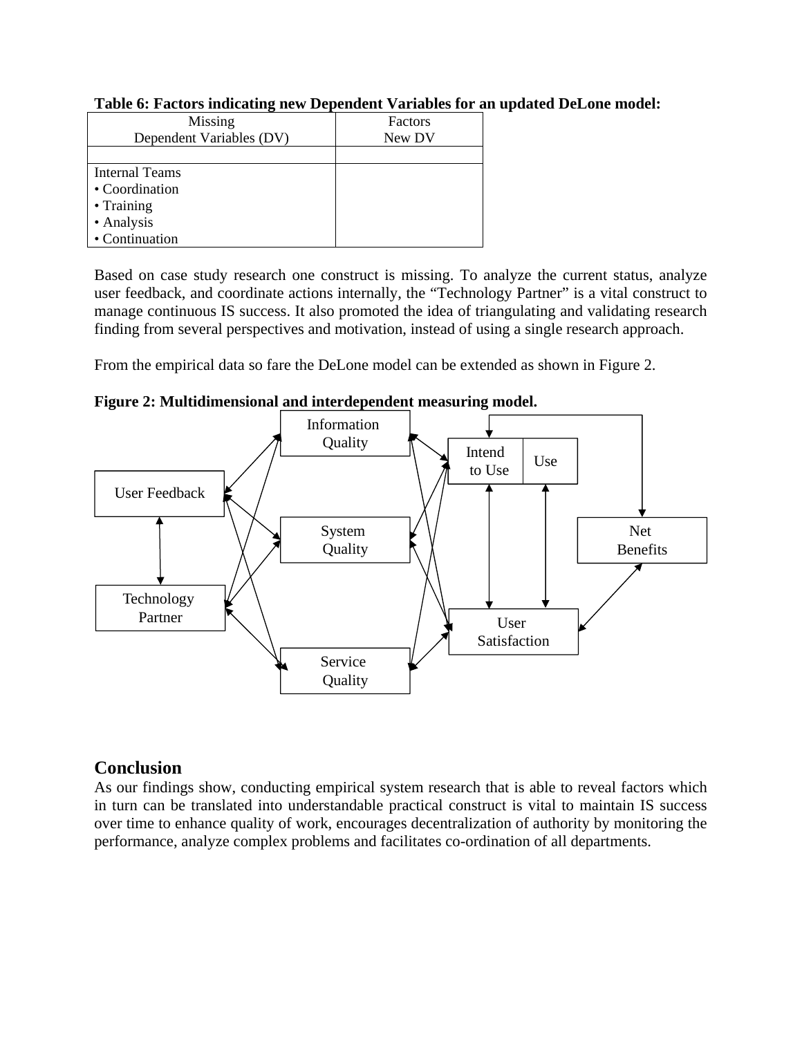**Table 6: Factors indicating new Dependent Variables for an updated DeLone model:**

| Missing Dependent Variables (DV) | Factors New DV |
|---|---|
| | |
| Internal Teams<br>• Coordination<br>• Training<br>• Analysis<br>• Continuation | |

Based on case study research one construct is missing. To analyze the current status, analyze user feedback, and coordinate actions internally, the "Technology Partner" is a vital construct to manage continuous IS success. It also promoted the idea of triangulating and validating research finding from several perspectives and motivation, instead of using a single research approach.

From the empirical data so fare the DeLone model can be extended as shown in Figure 2.

**Figure 2: Multidimensional and interdependent measuring model.**

## Conclusion

As our findings show, conducting empirical system research that is able to reveal factors which in turn can be translated into understandable practical construct is vital to maintain IS success over time to enhance quality of work, encourages decentralization of authority by monitoring the performance, analyze complex problems and facilitates co-ordination of all departments.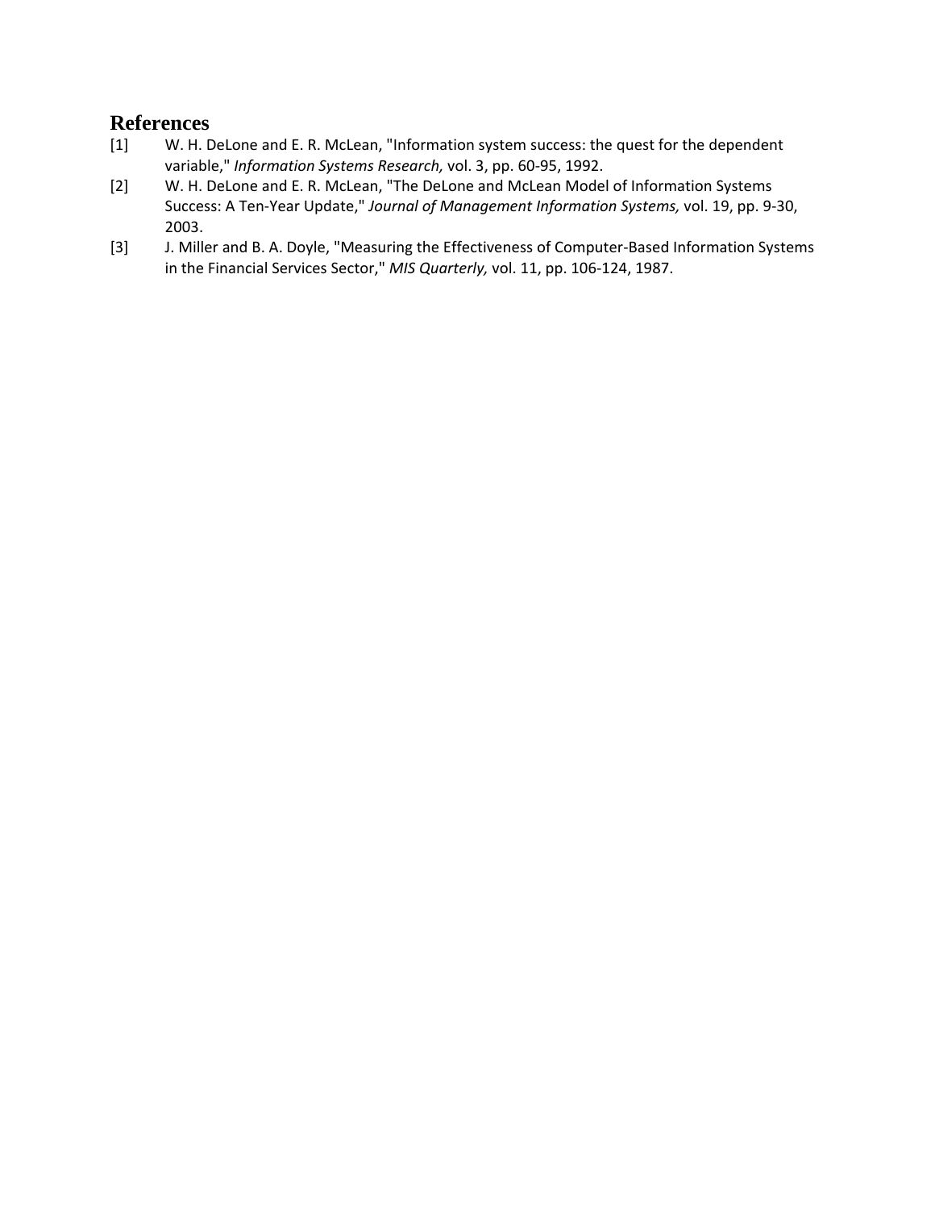# References

[1] W. H. DeLone and E. R. McLean, "Information system success: the quest for the dependent variable," *Information Systems Research,* vol. 3, pp. 60-95, 1992.

[2] W. H. DeLone and E. R. McLean, "The DeLone and McLean Model of Information Systems Success: A Ten-Year Update," *Journal of Management Information Systems,* vol. 19, pp. 9-30, 2003.

[3] J. Miller and B. A. Doyle, "Measuring the Effectiveness of Computer-Based Information Systems in the Financial Services Sector," *MIS Quarterly,* vol. 11, pp. 106-124, 1987.